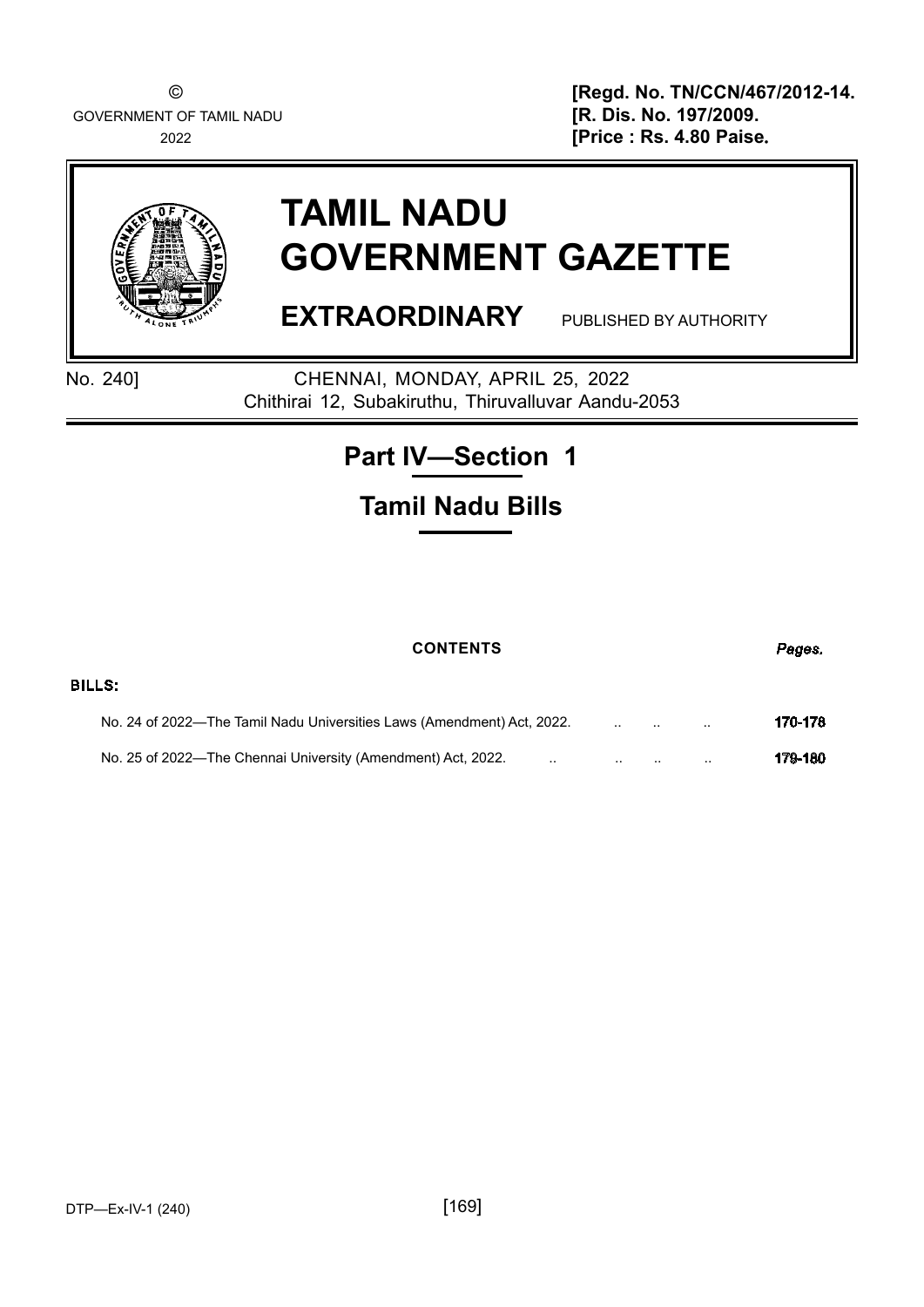© GOVERNMENT OF TAMIL NADU 2022

[Regd. No. TN/CCN/467/2012-14.
[R. Dis. No. 197/2009.
[Price : Rs. 4.80 Paise.

# TAMIL NADU GOVERNMENT GAZETTE

**EXTRAORDINARY** PUBLISHED BY AUTHORITY

No. 240] CHENNAI, MONDAY, APRIL 25, 2022
Chithirai 12, Subakiruthu, Thiruvalluvar Aandu-2053

## Part IV—Section 1

## Tamil Nadu Bills

**CONTENTS** *Pages.*

BILLS:

| | Pages. |
|---|---|
| No. 24 of 2022—The Tamil Nadu Universities Laws (Amendment) Act, 2022. .. .. .. | 170-178 |
| No. 25 of 2022—The Chennai University (Amendment) Act, 2022. .. .. .. .. | 179-180 |

DTP—Ex-IV-1 (240)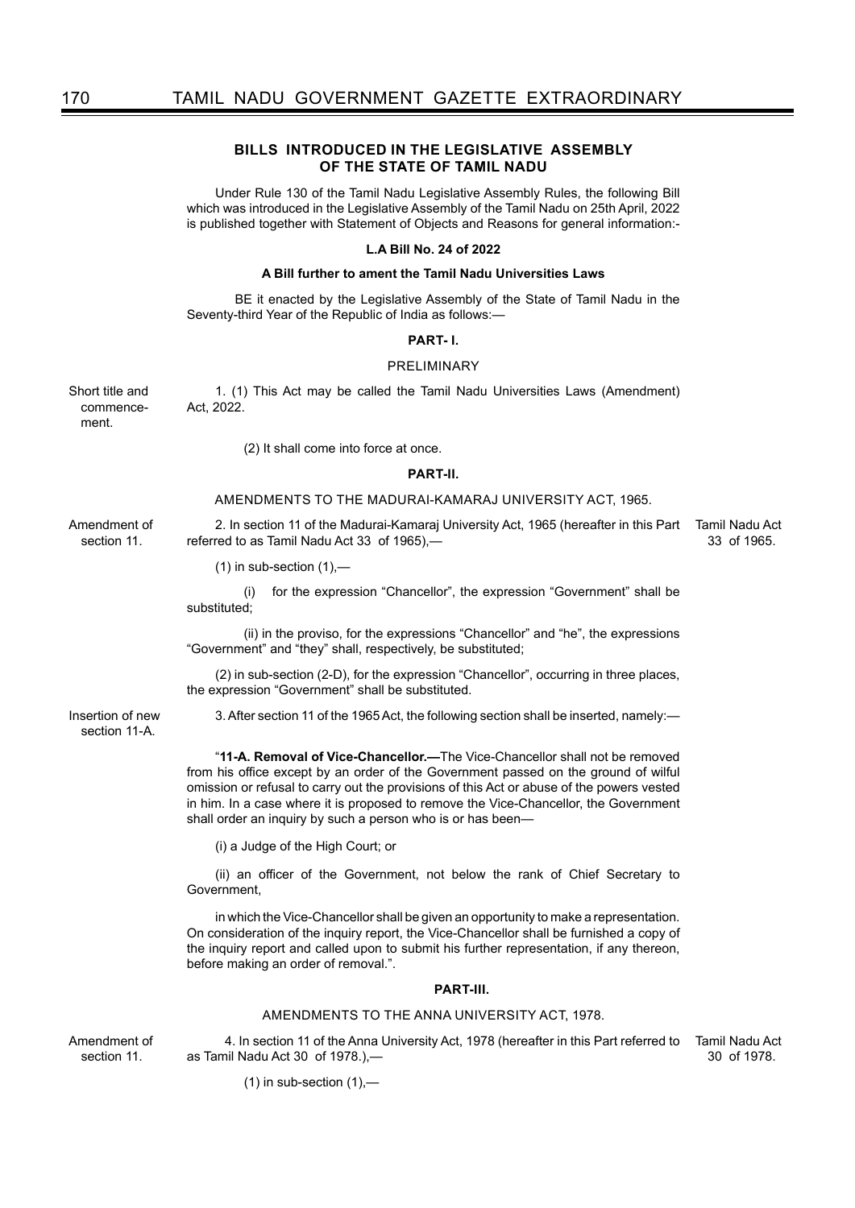## BILLS INTRODUCED IN THE LEGISLATIVE ASSEMBLY OF THE STATE OF TAMIL NADU

Under Rule 130 of the Tamil Nadu Legislative Assembly Rules, the following Bill which was introduced in the Legislative Assembly of the Tamil Nadu on 25th April, 2022 is published together with Statement of Objects and Reasons for general information:-

**L.A Bill No. 24 of 2022**

**A Bill further to ament the Tamil Nadu Universities Laws**

BE it enacted by the Legislative Assembly of the State of Tamil Nadu in the Seventy-third Year of the Republic of India as follows:—

**PART- I.**

PRELIMINARY

Short title and commencement.

1. (1) This Act may be called the Tamil Nadu Universities Laws (Amendment) Act, 2022.

(2) It shall come into force at once.

**PART-II.**

AMENDMENTS TO THE MADURAI-KAMARAJ UNIVERSITY ACT, 1965.

Amendment of section 11.

2. In section 11 of the Madurai-Kamaraj University Act, 1965 (hereafter in this Part referred to as Tamil Nadu Act 33 of 1965),—

Tamil Nadu Act 33 of 1965.

(1) in sub-section (1),—

(i) for the expression "Chancellor", the expression "Government" shall be substituted;

(ii) in the proviso, for the expressions "Chancellor" and "he", the expressions "Government" and "they" shall, respectively, be substituted;

(2) in sub-section (2-D), for the expression "Chancellor", occurring in three places, the expression "Government" shall be substituted.

Insertion of new section 11-A.

3. After section 11 of the 1965 Act, the following section shall be inserted, namely:—

"**11-A. Removal of Vice-Chancellor.—**The Vice-Chancellor shall not be removed from his office except by an order of the Government passed on the ground of wilful omission or refusal to carry out the provisions of this Act or abuse of the powers vested in him. In a case where it is proposed to remove the Vice-Chancellor, the Government shall order an inquiry by such a person who is or has been—

(i) a Judge of the High Court; or

(ii) an officer of the Government, not below the rank of Chief Secretary to Government,

in which the Vice-Chancellor shall be given an opportunity to make a representation. On consideration of the inquiry report, the Vice-Chancellor shall be furnished a copy of the inquiry report and called upon to submit his further representation, if any thereon, before making an order of removal.".

**PART-III.**

AMENDMENTS TO THE ANNA UNIVERSITY ACT, 1978.

Amendment of section 11.

4. In section 11 of the Anna University Act, 1978 (hereafter in this Part referred to as Tamil Nadu Act 30 of 1978.),—

Tamil Nadu Act 30 of 1978.

(1) in sub-section (1),—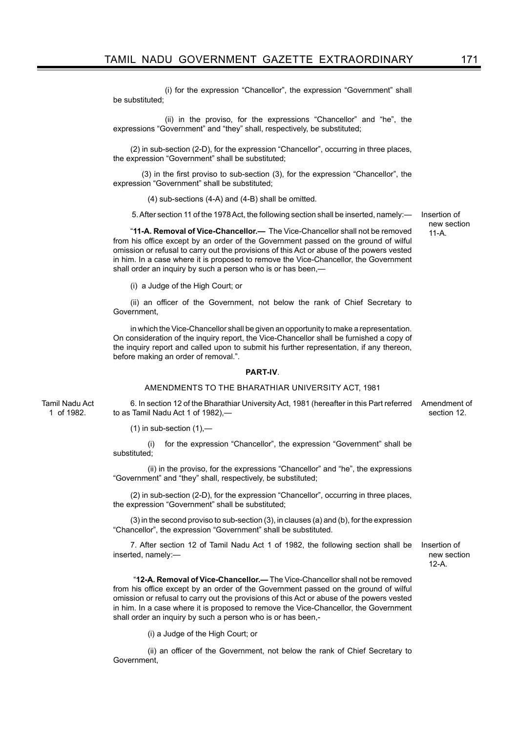(i) for the expression "Chancellor", the expression "Government" shall be substituted;

(ii) in the proviso, for the expressions "Chancellor" and "he", the expressions "Government" and "they" shall, respectively, be substituted;

(2) in sub-section (2-D), for the expression "Chancellor", occurring in three places, the expression "Government" shall be substituted;

(3) in the first proviso to sub-section (3), for the expression "Chancellor", the expression "Government" shall be substituted;

(4) sub-sections (4-A) and (4-B) shall be omitted.

Insertion of new section 11-A.

5. After section 11 of the 1978 Act, the following section shall be inserted, namely:—

"**11-A. Removal of Vice-Chancellor.—** The Vice-Chancellor shall not be removed from his office except by an order of the Government passed on the ground of wilful omission or refusal to carry out the provisions of this Act or abuse of the powers vested in him. In a case where it is proposed to remove the Vice-Chancellor, the Government shall order an inquiry by such a person who is or has been,—

(i) a Judge of the High Court; or

(ii) an officer of the Government, not below the rank of Chief Secretary to Government,

in which the Vice-Chancellor shall be given an opportunity to make a representation. On consideration of the inquiry report, the Vice-Chancellor shall be furnished a copy of the inquiry report and called upon to submit his further representation, if any thereon, before making an order of removal.".

## PART-IV.

### AMENDMENTS TO THE BHARATHIAR UNIVERSITY ACT, 1981

Tamil Nadu Act 1 of 1982.

Amendment of section 12.

6. In section 12 of the Bharathiar University Act, 1981 (hereafter in this Part referred to as Tamil Nadu Act 1 of 1982),—

(1) in sub-section (1),—

(i) for the expression "Chancellor", the expression "Government" shall be substituted;

(ii) in the proviso, for the expressions "Chancellor" and "he", the expressions "Government" and "they" shall, respectively, be substituted;

(2) in sub-section (2-D), for the expression "Chancellor", occurring in three places, the expression "Government" shall be substituted;

(3) in the second proviso to sub-section (3), in clauses (a) and (b), for the expression "Chancellor", the expression "Government" shall be substituted.

Insertion of new section 12-A.

7. After section 12 of Tamil Nadu Act 1 of 1982, the following section shall be inserted, namely:—

"**12-A. Removal of Vice-Chancellor.—** The Vice-Chancellor shall not be removed from his office except by an order of the Government passed on the ground of wilful omission or refusal to carry out the provisions of this Act or abuse of the powers vested in him. In a case where it is proposed to remove the Vice-Chancellor, the Government shall order an inquiry by such a person who is or has been,-

(i) a Judge of the High Court; or

(ii) an officer of the Government, not below the rank of Chief Secretary to Government,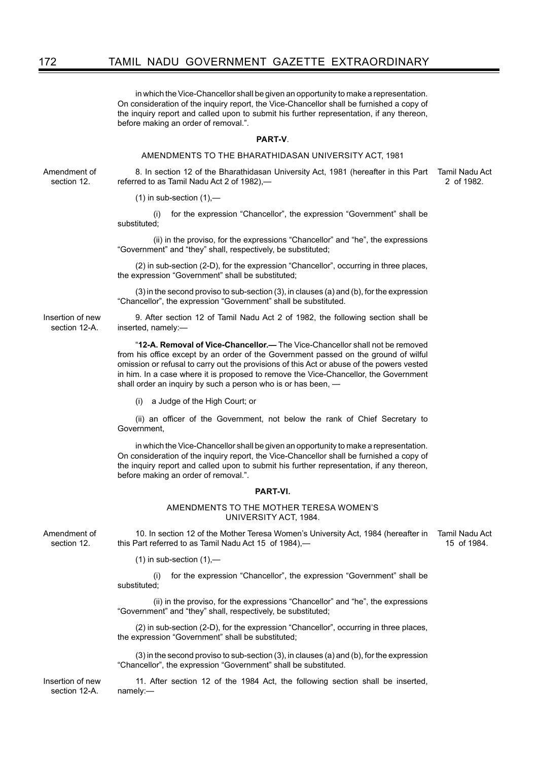in which the Vice-Chancellor shall be given an opportunity to make a representation. On consideration of the inquiry report, the Vice-Chancellor shall be furnished a copy of the inquiry report and called upon to submit his further representation, if any thereon, before making an order of removal.".

**PART-V**.

AMENDMENTS TO THE BHARATHIDASAN UNIVERSITY ACT, 1981

Amendment of section 12.

8. In section 12 of the Bharathidasan University Act, 1981 (hereafter in this Part referred to as Tamil Nadu Act 2 of 1982),— Tamil Nadu Act 2 of 1982.

(1) in sub-section (1),—

(i) for the expression "Chancellor", the expression "Government" shall be substituted;

(ii) in the proviso, for the expressions "Chancellor" and "he", the expressions "Government" and "they" shall, respectively, be substituted;

(2) in sub-section (2-D), for the expression "Chancellor", occurring in three places, the expression "Government" shall be substituted;

(3) in the second proviso to sub-section (3), in clauses (a) and (b), for the expression "Chancellor", the expression "Government" shall be substituted.

Insertion of new section 12-A.

9. After section 12 of Tamil Nadu Act 2 of 1982, the following section shall be inserted, namely:—

"**12-A. Removal of Vice-Chancellor.—** The Vice-Chancellor shall not be removed from his office except by an order of the Government passed on the ground of wilful omission or refusal to carry out the provisions of this Act or abuse of the powers vested in him. In a case where it is proposed to remove the Vice-Chancellor, the Government shall order an inquiry by such a person who is or has been, —

(i) a Judge of the High Court; or

(ii) an officer of the Government, not below the rank of Chief Secretary to Government,

in which the Vice-Chancellor shall be given an opportunity to make a representation. On consideration of the inquiry report, the Vice-Chancellor shall be furnished a copy of the inquiry report and called upon to submit his further representation, if any thereon, before making an order of removal.".

**PART-VI.**

AMENDMENTS TO THE MOTHER TERESA WOMEN'S UNIVERSITY ACT, 1984.

Amendment of section 12.

10. In section 12 of the Mother Teresa Women's University Act, 1984 (hereafter in this Part referred to as Tamil Nadu Act 15 of 1984),— Tamil Nadu Act 15 of 1984.

(1) in sub-section (1),—

(i) for the expression "Chancellor", the expression "Government" shall be substituted;

(ii) in the proviso, for the expressions "Chancellor" and "he", the expressions "Government" and "they" shall, respectively, be substituted;

(2) in sub-section (2-D), for the expression "Chancellor", occurring in three places, the expression "Government" shall be substituted;

(3) in the second proviso to sub-section (3), in clauses (a) and (b), for the expression "Chancellor", the expression "Government" shall be substituted.

Insertion of new section 12-A.

11. After section 12 of the 1984 Act, the following section shall be inserted, namely:—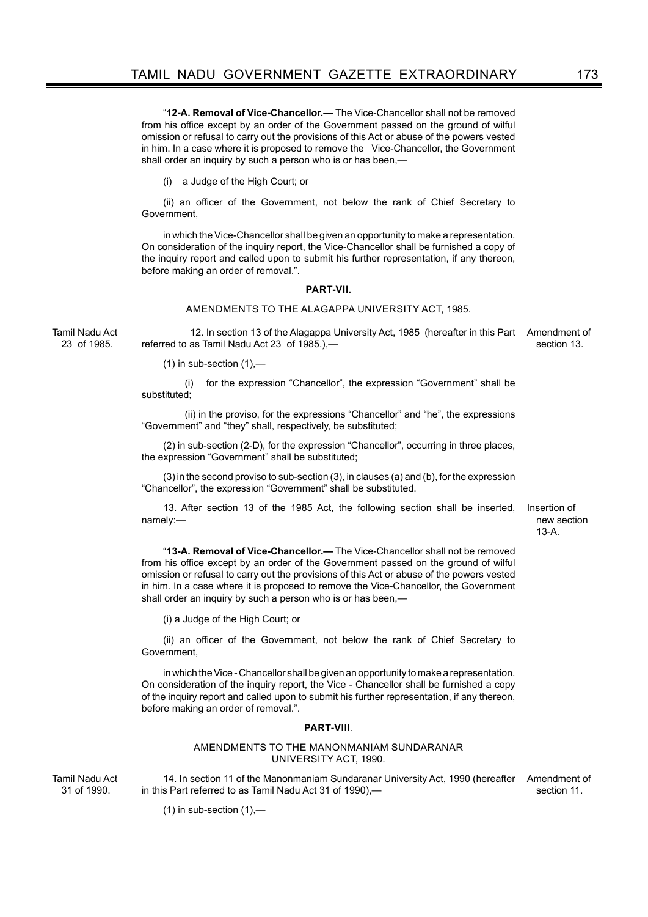"**12-A. Removal of Vice-Chancellor.—** The Vice-Chancellor shall not be removed from his office except by an order of the Government passed on the ground of wilful omission or refusal to carry out the provisions of this Act or abuse of the powers vested in him. In a case where it is proposed to remove the Vice-Chancellor, the Government shall order an inquiry by such a person who is or has been,—

(i) a Judge of the High Court; or

(ii) an officer of the Government, not below the rank of Chief Secretary to Government,

in which the Vice-Chancellor shall be given an opportunity to make a representation. On consideration of the inquiry report, the Vice-Chancellor shall be furnished a copy of the inquiry report and called upon to submit his further representation, if any thereon, before making an order of removal.".

**PART-VII.**

AMENDMENTS TO THE ALAGAPPA UNIVERSITY ACT, 1985.

Tamil Nadu Act 23 of 1985.

Amendment of section 13.

12. In section 13 of the Alagappa University Act, 1985 (hereafter in this Part referred to as Tamil Nadu Act 23 of 1985.),—

(1) in sub-section (1),—

(i) for the expression "Chancellor", the expression "Government" shall be substituted;

(ii) in the proviso, for the expressions "Chancellor" and "he", the expressions "Government" and "they" shall, respectively, be substituted;

(2) in sub-section (2-D), for the expression "Chancellor", occurring in three places, the expression "Government" shall be substituted;

(3) in the second proviso to sub-section (3), in clauses (a) and (b), for the expression "Chancellor", the expression "Government" shall be substituted.

Insertion of new section 13-A.

13. After section 13 of the 1985 Act, the following section shall be inserted, namely:—

"**13-A. Removal of Vice-Chancellor.—** The Vice-Chancellor shall not be removed from his office except by an order of the Government passed on the ground of wilful omission or refusal to carry out the provisions of this Act or abuse of the powers vested in him. In a case where it is proposed to remove the Vice-Chancellor, the Government shall order an inquiry by such a person who is or has been,—

(i) a Judge of the High Court; or

(ii) an officer of the Government, not below the rank of Chief Secretary to Government,

in which the Vice - Chancellor shall be given an opportunity to make a representation. On consideration of the inquiry report, the Vice - Chancellor shall be furnished a copy of the inquiry report and called upon to submit his further representation, if any thereon, before making an order of removal.".

**PART-VIII**.

AMENDMENTS TO THE MANONMANIAM SUNDARANAR UNIVERSITY ACT, 1990.

Tamil Nadu Act 31 of 1990.

Amendment of section 11.

14. In section 11 of the Manonmaniam Sundaranar University Act, 1990 (hereafter in this Part referred to as Tamil Nadu Act 31 of 1990),—

(1) in sub-section (1),—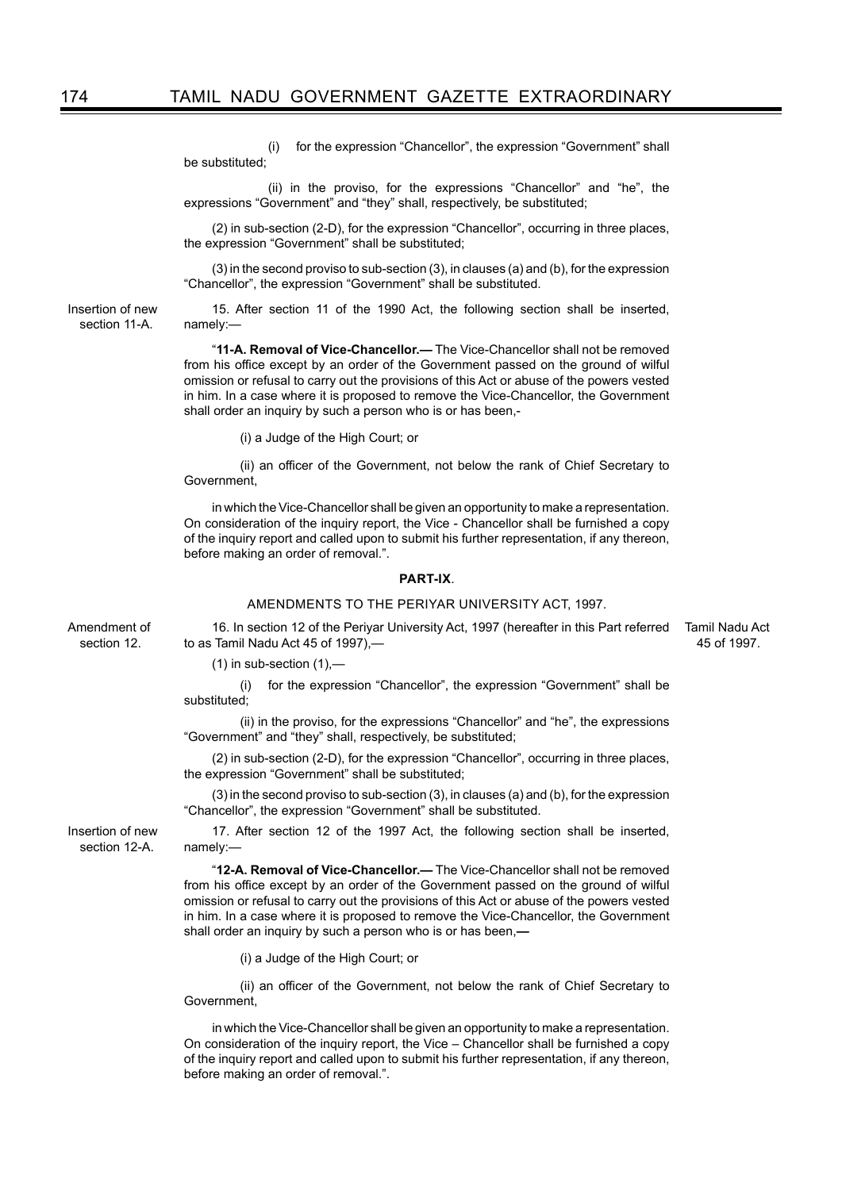(i) for the expression "Chancellor", the expression "Government" shall be substituted;

(ii) in the proviso, for the expressions "Chancellor" and "he", the expressions "Government" and "they" shall, respectively, be substituted;

(2) in sub-section (2-D), for the expression "Chancellor", occurring in three places, the expression "Government" shall be substituted;

(3) in the second proviso to sub-section (3), in clauses (a) and (b), for the expression "Chancellor", the expression "Government" shall be substituted.

Insertion of new section 11-A.

15. After section 11 of the 1990 Act, the following section shall be inserted, namely:—

"**11-A. Removal of Vice-Chancellor.—** The Vice-Chancellor shall not be removed from his office except by an order of the Government passed on the ground of wilful omission or refusal to carry out the provisions of this Act or abuse of the powers vested in him. In a case where it is proposed to remove the Vice-Chancellor, the Government shall order an inquiry by such a person who is or has been,-

(i) a Judge of the High Court; or

(ii) an officer of the Government, not below the rank of Chief Secretary to Government,

in which the Vice-Chancellor shall be given an opportunity to make a representation. On consideration of the inquiry report, the Vice - Chancellor shall be furnished a copy of the inquiry report and called upon to submit his further representation, if any thereon, before making an order of removal.".

**PART-IX**.

AMENDMENTS TO THE PERIYAR UNIVERSITY ACT, 1997.

Amendment of section 12.

16. In section 12 of the Periyar University Act, 1997 (hereafter in this Part referred to as Tamil Nadu Act 45 of 1997),— Tamil Nadu Act 45 of 1997.

(1) in sub-section (1),—

(i) for the expression "Chancellor", the expression "Government" shall be substituted;

(ii) in the proviso, for the expressions "Chancellor" and "he", the expressions "Government" and "they" shall, respectively, be substituted;

(2) in sub-section (2-D), for the expression "Chancellor", occurring in three places, the expression "Government" shall be substituted;

(3) in the second proviso to sub-section (3), in clauses (a) and (b), for the expression "Chancellor", the expression "Government" shall be substituted.

Insertion of new section 12-A.

17. After section 12 of the 1997 Act, the following section shall be inserted, namely:—

"**12-A. Removal of Vice-Chancellor.—** The Vice-Chancellor shall not be removed from his office except by an order of the Government passed on the ground of wilful omission or refusal to carry out the provisions of this Act or abuse of the powers vested in him. In a case where it is proposed to remove the Vice-Chancellor, the Government shall order an inquiry by such a person who is or has been,—

(i) a Judge of the High Court; or

(ii) an officer of the Government, not below the rank of Chief Secretary to Government,

in which the Vice-Chancellor shall be given an opportunity to make a representation. On consideration of the inquiry report, the Vice – Chancellor shall be furnished a copy of the inquiry report and called upon to submit his further representation, if any thereon, before making an order of removal.".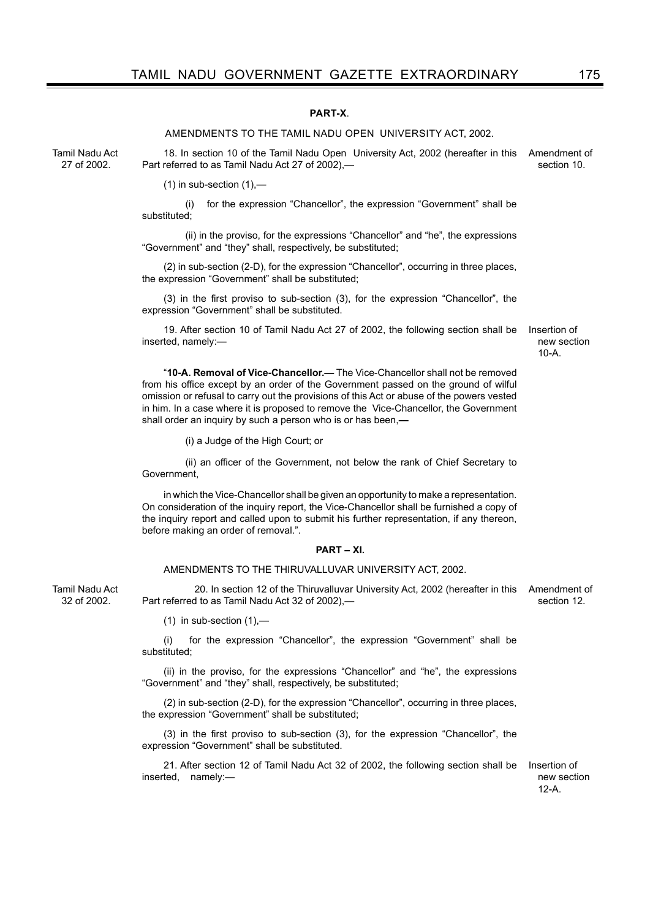## PART-X.

AMENDMENTS TO THE TAMIL NADU OPEN UNIVERSITY ACT, 2002.

Tamil Nadu Act 27 of 2002.

Amendment of section 10.

18. In section 10 of the Tamil Nadu Open University Act, 2002 (hereafter in this Part referred to as Tamil Nadu Act 27 of 2002),—

(1) in sub-section (1),—

(i) for the expression "Chancellor", the expression "Government" shall be substituted;

(ii) in the proviso, for the expressions "Chancellor" and "he", the expressions "Government" and "they" shall, respectively, be substituted;

(2) in sub-section (2-D), for the expression "Chancellor", occurring in three places, the expression "Government" shall be substituted;

(3) in the first proviso to sub-section (3), for the expression "Chancellor", the expression "Government" shall be substituted.

Insertion of new section 10-A.

19. After section 10 of Tamil Nadu Act 27 of 2002, the following section shall be inserted, namely:—

"**10-A. Removal of Vice-Chancellor.—** The Vice-Chancellor shall not be removed from his office except by an order of the Government passed on the ground of wilful omission or refusal to carry out the provisions of this Act or abuse of the powers vested in him. In a case where it is proposed to remove the Vice-Chancellor, the Government shall order an inquiry by such a person who is or has been,—

(i) a Judge of the High Court; or

(ii) an officer of the Government, not below the rank of Chief Secretary to Government,

in which the Vice-Chancellor shall be given an opportunity to make a representation. On consideration of the inquiry report, the Vice-Chancellor shall be furnished a copy of the inquiry report and called upon to submit his further representation, if any thereon, before making an order of removal.".

## PART – XI.

AMENDMENTS TO THE THIRUVALLUVAR UNIVERSITY ACT, 2002.

Tamil Nadu Act 32 of 2002.

Amendment of section 12.

20. In section 12 of the Thiruvalluvar University Act, 2002 (hereafter in this Part referred to as Tamil Nadu Act 32 of 2002),—

(1) in sub-section (1),—

(i) for the expression "Chancellor", the expression "Government" shall be substituted;

(ii) in the proviso, for the expressions "Chancellor" and "he", the expressions "Government" and "they" shall, respectively, be substituted;

(2) in sub-section (2-D), for the expression "Chancellor", occurring in three places, the expression "Government" shall be substituted;

(3) in the first proviso to sub-section (3), for the expression "Chancellor", the expression "Government" shall be substituted.

Insertion of new section 12-A.

21. After section 12 of Tamil Nadu Act 32 of 2002, the following section shall be inserted, namely:—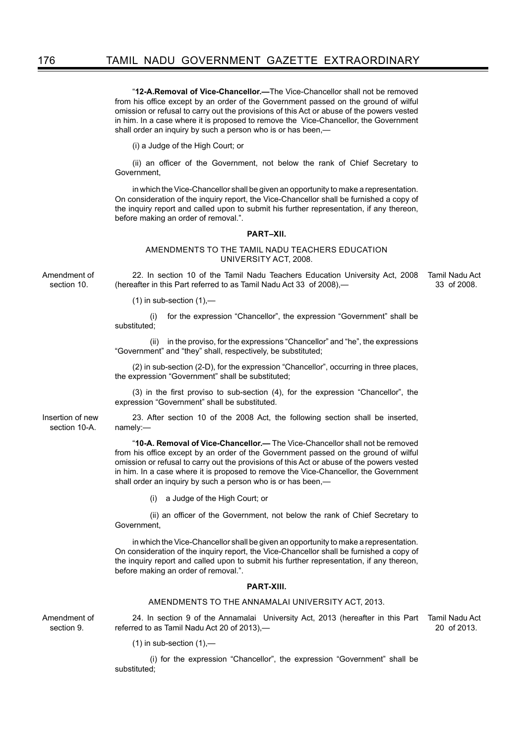"**12-A.Removal of Vice-Chancellor.—**The Vice-Chancellor shall not be removed from his office except by an order of the Government passed on the ground of wilful omission or refusal to carry out the provisions of this Act or abuse of the powers vested in him. In a case where it is proposed to remove the Vice-Chancellor, the Government shall order an inquiry by such a person who is or has been,—

(i) a Judge of the High Court; or

(ii) an officer of the Government, not below the rank of Chief Secretary to Government,

in which the Vice-Chancellor shall be given an opportunity to make a representation. On consideration of the inquiry report, the Vice-Chancellor shall be furnished a copy of the inquiry report and called upon to submit his further representation, if any thereon, before making an order of removal.".

**PART–XII.**

AMENDMENTS TO THE TAMIL NADU TEACHERS EDUCATION UNIVERSITY ACT, 2008.

Amendment of section 10.

22. In section 10 of the Tamil Nadu Teachers Education University Act, 2008 (hereafter in this Part referred to as Tamil Nadu Act 33 of 2008),— (Tamil Nadu Act 33 of 2008.)

(1) in sub-section (1),—

(i) for the expression "Chancellor", the expression "Government" shall be substituted;

(ii) in the proviso, for the expressions "Chancellor" and "he", the expressions "Government" and "they" shall, respectively, be substituted;

(2) in sub-section (2-D), for the expression "Chancellor", occurring in three places, the expression "Government" shall be substituted;

(3) in the first proviso to sub-section (4), for the expression "Chancellor", the expression "Government" shall be substituted.

Insertion of new section 10-A.

23. After section 10 of the 2008 Act, the following section shall be inserted, namely:—

"**10-A. Removal of Vice-Chancellor.—** The Vice-Chancellor shall not be removed from his office except by an order of the Government passed on the ground of wilful omission or refusal to carry out the provisions of this Act or abuse of the powers vested in him. In a case where it is proposed to remove the Vice-Chancellor, the Government shall order an inquiry by such a person who is or has been,—

(i) a Judge of the High Court; or

(ii) an officer of the Government, not below the rank of Chief Secretary to Government,

in which the Vice-Chancellor shall be given an opportunity to make a representation. On consideration of the inquiry report, the Vice-Chancellor shall be furnished a copy of the inquiry report and called upon to submit his further representation, if any thereon, before making an order of removal.".

**PART-XIII.**

AMENDMENTS TO THE ANNAMALAI UNIVERSITY ACT, 2013.

Amendment of section 9.

24. In section 9 of the Annamalai University Act, 2013 (hereafter in this Part referred to as Tamil Nadu Act 20 of 2013),— (Tamil Nadu Act 20 of 2013.)

(1) in sub-section (1),—

(i) for the expression "Chancellor", the expression "Government" shall be substituted;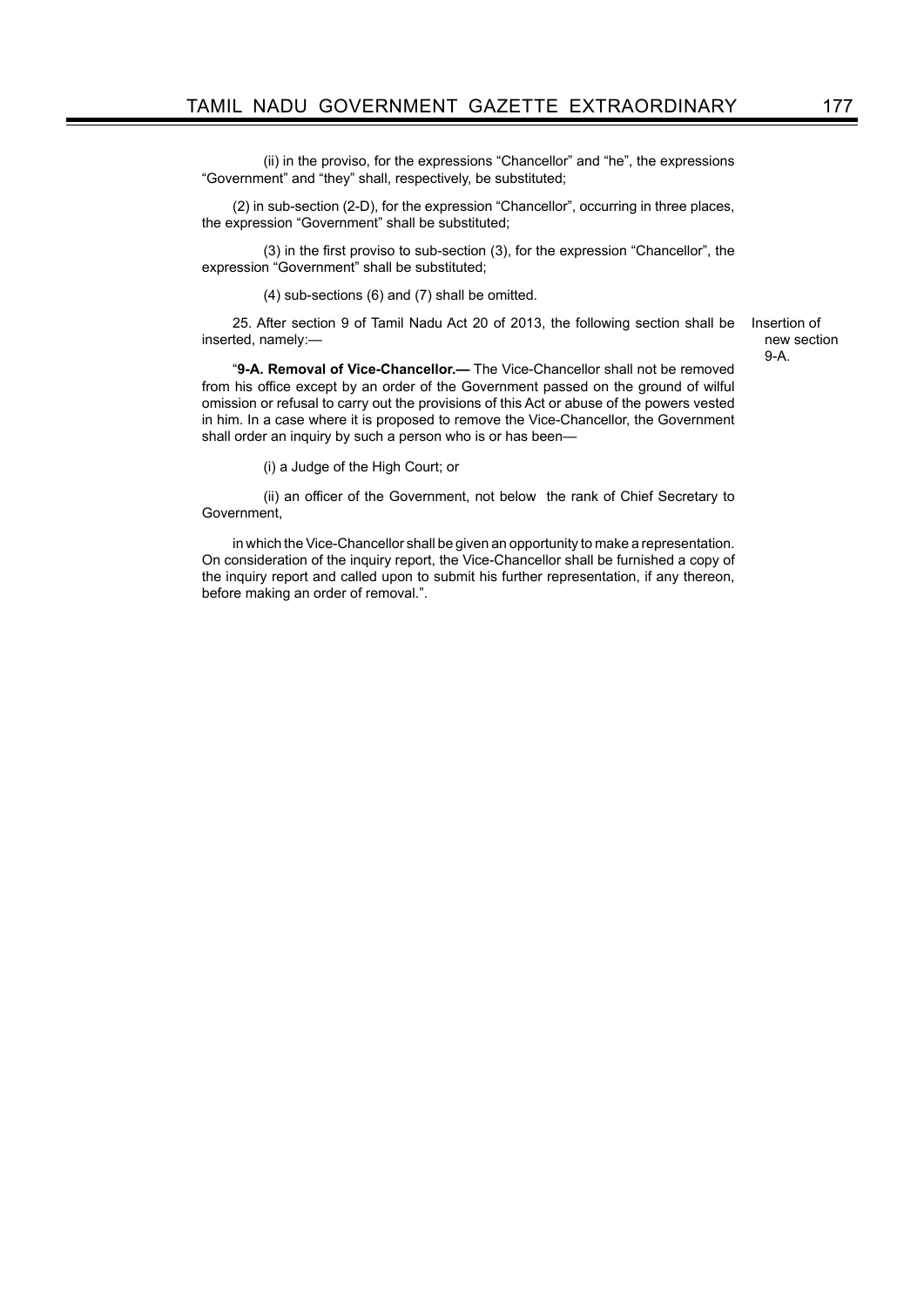(ii) in the proviso, for the expressions “Chancellor” and “he”, the expressions “Government” and “they” shall, respectively, be substituted;

(2) in sub-section (2-D), for the expression “Chancellor”, occurring in three places, the expression “Government” shall be substituted;

(3) in the first proviso to sub-section (3), for the expression “Chancellor”, the expression “Government” shall be substituted;

(4) sub-sections (6) and (7) shall be omitted.

Insertion of new section 9-A.

25. After section 9 of Tamil Nadu Act 20 of 2013, the following section shall be inserted, namely:—

“**9-A. Removal of Vice-Chancellor.—** The Vice-Chancellor shall not be removed from his office except by an order of the Government passed on the ground of wilful omission or refusal to carry out the provisions of this Act or abuse of the powers vested in him. In a case where it is proposed to remove the Vice-Chancellor, the Government shall order an inquiry by such a person who is or has been—

(i) a Judge of the High Court; or

(ii) an officer of the Government, not below the rank of Chief Secretary to Government,

in which the Vice-Chancellor shall be given an opportunity to make a representation. On consideration of the inquiry report, the Vice-Chancellor shall be furnished a copy of the inquiry report and called upon to submit his further representation, if any thereon, before making an order of removal.”.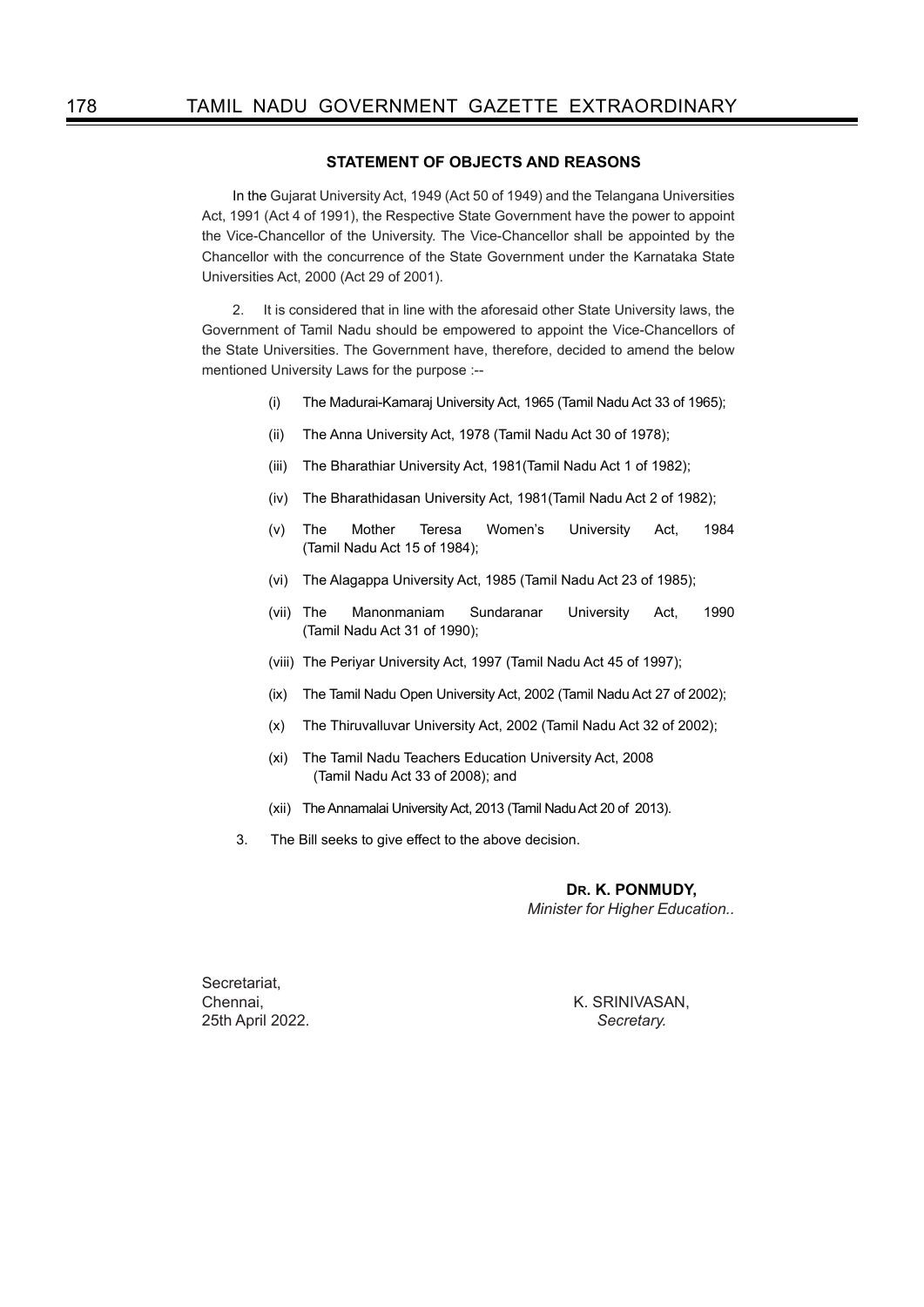## STATEMENT OF OBJECTS AND REASONS

In the Gujarat University Act, 1949 (Act 50 of 1949) and the Telangana Universities Act, 1991 (Act 4 of 1991), the Respective State Government have the power to appoint the Vice-Chancellor of the University. The Vice-Chancellor shall be appointed by the Chancellor with the concurrence of the State Government under the Karnataka State Universities Act, 2000 (Act 29 of 2001).

2. It is considered that in line with the aforesaid other State University laws, the Government of Tamil Nadu should be empowered to appoint the Vice-Chancellors of the State Universities. The Government have, therefore, decided to amend the below mentioned University Laws for the purpose :--

(i) The Madurai-Kamaraj University Act, 1965 (Tamil Nadu Act 33 of 1965);

(ii) The Anna University Act, 1978 (Tamil Nadu Act 30 of 1978);

(iii) The Bharathiar University Act, 1981(Tamil Nadu Act 1 of 1982);

(iv) The Bharathidasan University Act, 1981(Tamil Nadu Act 2 of 1982);

(v) The Mother Teresa Women's University Act, 1984 (Tamil Nadu Act 15 of 1984);

(vi) The Alagappa University Act, 1985 (Tamil Nadu Act 23 of 1985);

(vii) The Manonmaniam Sundaranar University Act, 1990 (Tamil Nadu Act 31 of 1990);

(viii) The Periyar University Act, 1997 (Tamil Nadu Act 45 of 1997);

(ix) The Tamil Nadu Open University Act, 2002 (Tamil Nadu Act 27 of 2002);

(x) The Thiruvalluvar University Act, 2002 (Tamil Nadu Act 32 of 2002);

(xi) The Tamil Nadu Teachers Education University Act, 2008 (Tamil Nadu Act 33 of 2008); and

(xii) The Annamalai University Act, 2013 (Tamil Nadu Act 20 of 2013).

3. The Bill seeks to give effect to the above decision.

**DR. K. PONMUDY,**
*Minister for Higher Education..*

Secretariat,
Chennai,
25th April 2022.

K. SRINIVASAN,
*Secretary.*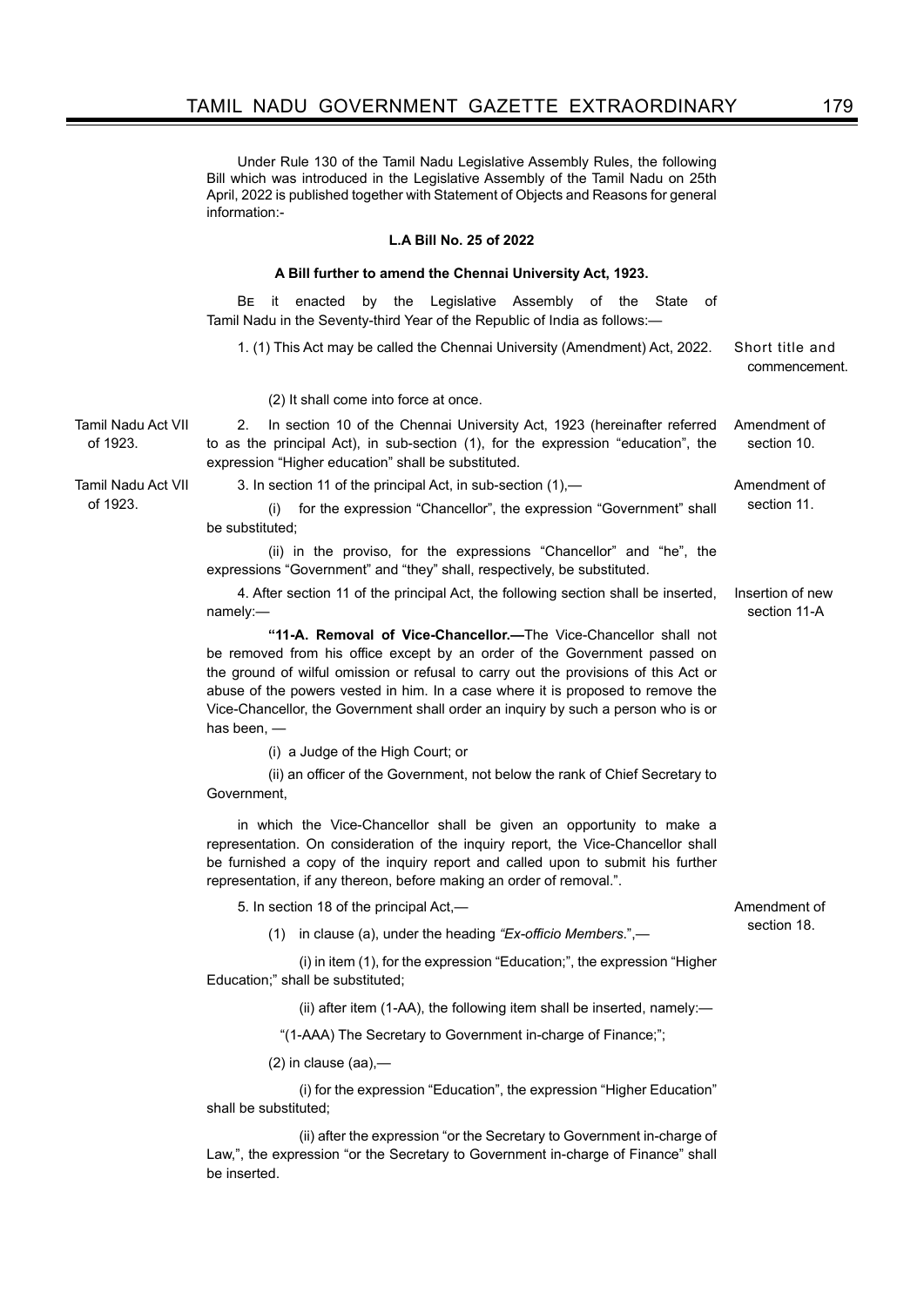Under Rule 130 of the Tamil Nadu Legislative Assembly Rules, the following Bill which was introduced in the Legislative Assembly of the Tamil Nadu on 25th April, 2022 is published together with Statement of Objects and Reasons for general information:-

**L.A Bill No. 25 of 2022**

**A Bill further to amend the Chennai University Act, 1923.**

BE it enacted by the Legislative Assembly of the State of Tamil Nadu in the Seventy-third Year of the Republic of India as follows:—

*Short title and commencement.*

1. (1) This Act may be called the Chennai University (Amendment) Act, 2022.

(2) It shall come into force at once.

*Amendment of section 10.* *Tamil Nadu Act VII of 1923.*

2. In section 10 of the Chennai University Act, 1923 (hereinafter referred to as the principal Act), in sub-section (1), for the expression "education", the expression "Higher education" shall be substituted.

*Amendment of section 11.* *Tamil Nadu Act VII of 1923.*

3. In section 11 of the principal Act, in sub-section (1),—

(i) for the expression "Chancellor", the expression "Government" shall be substituted;

(ii) in the proviso, for the expressions "Chancellor" and "he", the expressions "Government" and "they" shall, respectively, be substituted.

*Insertion of new section 11-A*

4. After section 11 of the principal Act, the following section shall be inserted, namely:—

**"11-A. Removal of Vice-Chancellor.—**The Vice-Chancellor shall not be removed from his office except by an order of the Government passed on the ground of wilful omission or refusal to carry out the provisions of this Act or abuse of the powers vested in him. In a case where it is proposed to remove the Vice-Chancellor, the Government shall order an inquiry by such a person who is or has been, —

(i) a Judge of the High Court; or

(ii) an officer of the Government, not below the rank of Chief Secretary to Government,

in which the Vice-Chancellor shall be given an opportunity to make a representation. On consideration of the inquiry report, the Vice-Chancellor shall be furnished a copy of the inquiry report and called upon to submit his further representation, if any thereon, before making an order of removal.".

*Amendment of section 18.*

5. In section 18 of the principal Act,—

(1) in clause (a), under the heading *"Ex-officio Members."*,—

(i) in item (1), for the expression "Education;", the expression "Higher Education;" shall be substituted;

(ii) after item (1-AA), the following item shall be inserted, namely:—

"(1-AAA) The Secretary to Government in-charge of Finance;";

(2) in clause (aa),—

(i) for the expression "Education", the expression "Higher Education" shall be substituted;

(ii) after the expression "or the Secretary to Government in-charge of Law,", the expression "or the Secretary to Government in-charge of Finance" shall be inserted.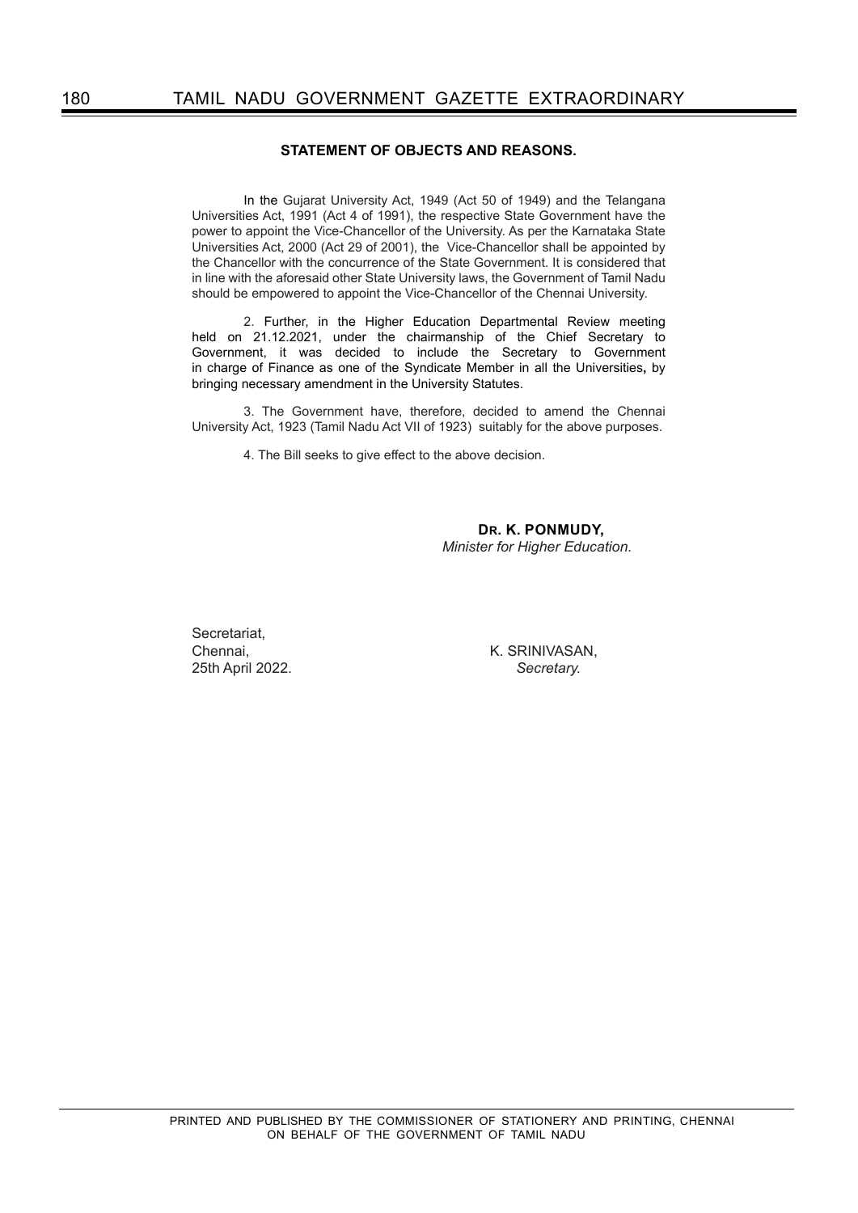## STATEMENT OF OBJECTS AND REASONS.

In the Gujarat University Act, 1949 (Act 50 of 1949) and the Telangana Universities Act, 1991 (Act 4 of 1991), the respective State Government have the power to appoint the Vice-Chancellor of the University. As per the Karnataka State Universities Act, 2000 (Act 29 of 2001), the Vice-Chancellor shall be appointed by the Chancellor with the concurrence of the State Government. It is considered that in line with the aforesaid other State University laws, the Government of Tamil Nadu should be empowered to appoint the Vice-Chancellor of the Chennai University.

2. Further, in the Higher Education Departmental Review meeting held on 21.12.2021, under the chairmanship of the Chief Secretary to Government, it was decided to include the Secretary to Government in charge of Finance as one of the Syndicate Member in all the Universities, by bringing necessary amendment in the University Statutes.

3. The Government have, therefore, decided to amend the Chennai University Act, 1923 (Tamil Nadu Act VII of 1923) suitably for the above purposes.

4. The Bill seeks to give effect to the above decision.

**DR. K. PONMUDY,**
*Minister for Higher Education.*

Secretariat,
Chennai,
25th April 2022.

K. SRINIVASAN,
*Secretary.*

PRINTED AND PUBLISHED BY THE COMMISSIONER OF STATIONERY AND PRINTING, CHENNAI ON BEHALF OF THE GOVERNMENT OF TAMIL NADU